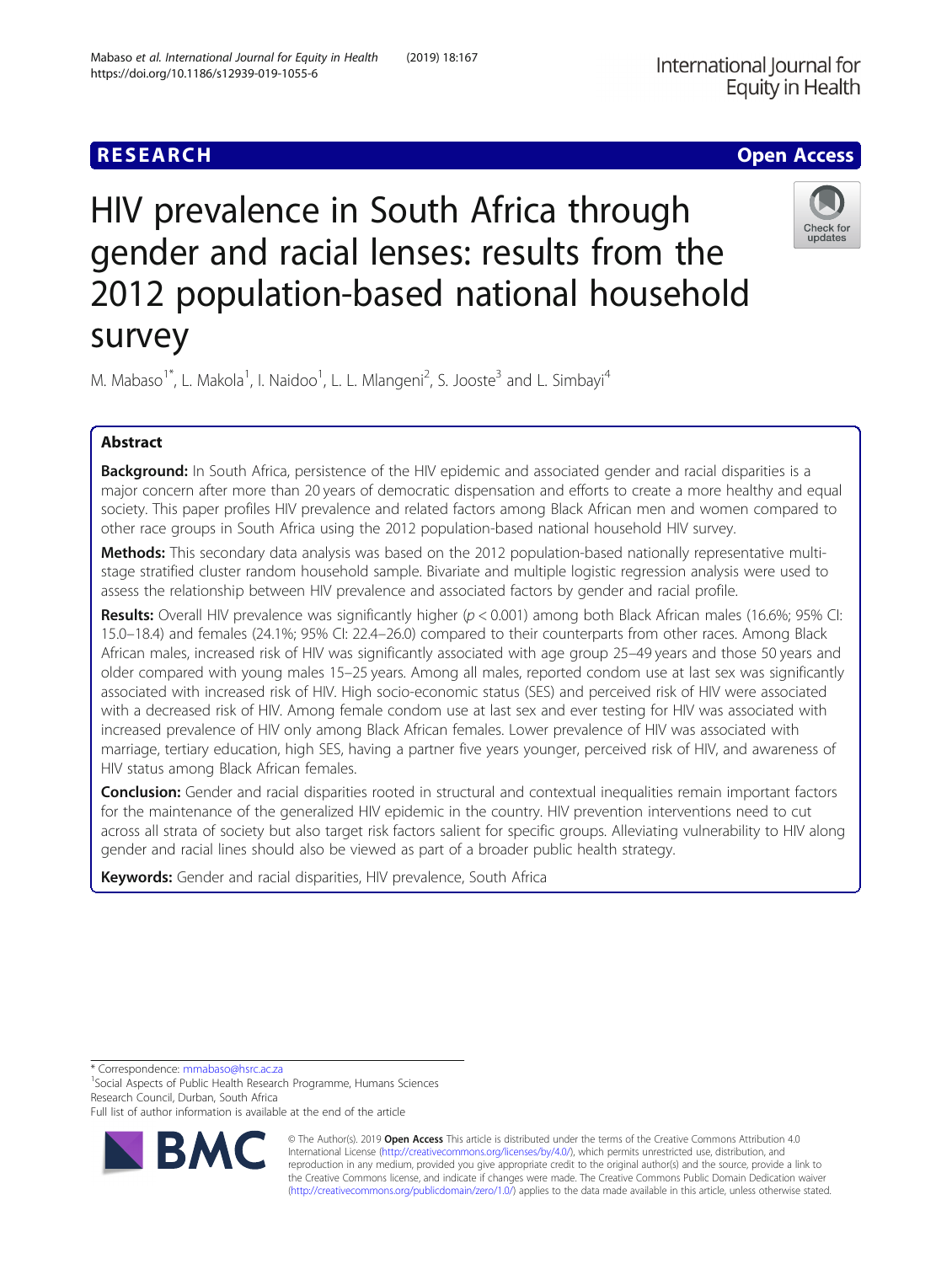RESEARCH

Open Access

# HIV prevalence in South Africa through gender and racial lenses: results from the 2012 population-based national household survey

M. Mabaso[1*], L. Makola[1], I. Naidoo[1], L. L. Mlangeni[2], S. Jooste[3] and L. Simbayi[4]

## Abstract

**Background:** In South Africa, persistence of the HIV epidemic and associated gender and racial disparities is a major concern after more than 20 years of democratic dispensation and efforts to create a more healthy and equal society. This paper profiles HIV prevalence and related factors among Black African men and women compared to other race groups in South Africa using the 2012 population-based national household HIV survey.

**Methods:** This secondary data analysis was based on the 2012 population-based nationally representative multi-stage stratified cluster random household sample. Bivariate and multiple logistic regression analysis were used to assess the relationship between HIV prevalence and associated factors by gender and racial profile.

**Results:** Overall HIV prevalence was significantly higher ($p < 0.001$) among both Black African males (16.6%; 95% CI: 15.0–18.4) and females (24.1%; 95% CI: 22.4–26.0) compared to their counterparts from other races. Among Black African males, increased risk of HIV was significantly associated with age group 25–49 years and those 50 years and older compared with young males 15–25 years. Among all males, reported condom use at last sex was significantly associated with increased risk of HIV. High socio-economic status (SES) and perceived risk of HIV were associated with a decreased risk of HIV. Among female condom use at last sex and ever testing for HIV was associated with increased prevalence of HIV only among Black African females. Lower prevalence of HIV was associated with marriage, tertiary education, high SES, having a partner five years younger, perceived risk of HIV, and awareness of HIV status among Black African females.

**Conclusion:** Gender and racial disparities rooted in structural and contextual inequalities remain important factors for the maintenance of the generalized HIV epidemic in the country. HIV prevention interventions need to cut across all strata of society but also target risk factors salient for specific groups. Alleviating vulnerability to HIV along gender and racial lines should also be viewed as part of a broader public health strategy.

**Keywords:** Gender and racial disparities, HIV prevalence, South Africa

---

\* Correspondence: mmabaso@hsrc.ac.za
[1]Social Aspects of Public Health Research Programme, Humans Sciences Research Council, Durban, South Africa
Full list of author information is available at the end of the article

© The Author(s). 2019 **Open Access** This article is distributed under the terms of the Creative Commons Attribution 4.0 International License (http://creativecommons.org/licenses/by/4.0/), which permits unrestricted use, distribution, and reproduction in any medium, provided you give appropriate credit to the original author(s) and the source, provide a link to the Creative Commons license, and indicate if changes were made. The Creative Commons Public Domain Dedication waiver (http://creativecommons.org/publicdomain/zero/1.0/) applies to the data made available in this article, unless otherwise stated.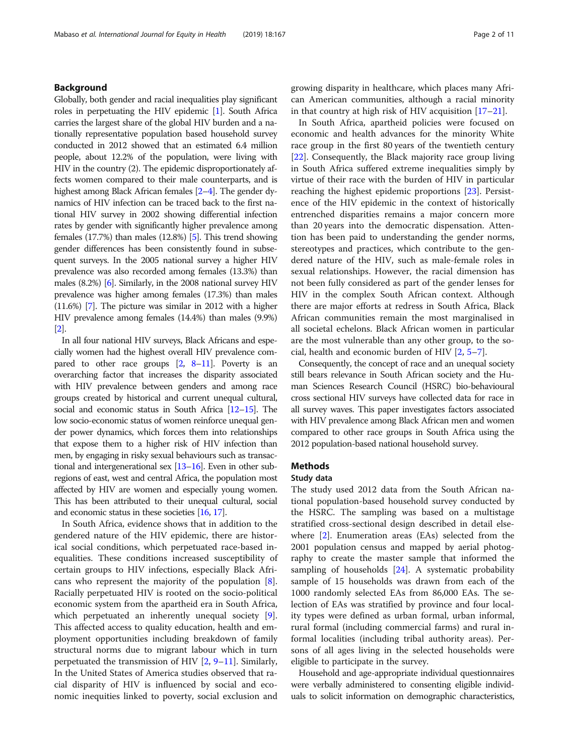## Background

Globally, both gender and racial inequalities play significant roles in perpetuating the HIV epidemic [1]. South Africa carries the largest share of the global HIV burden and a nationally representative population based household survey conducted in 2012 showed that an estimated 6.4 million people, about 12.2% of the population, were living with HIV in the country (2). The epidemic disproportionately affects women compared to their male counterparts, and is highest among Black African females [2–4]. The gender dynamics of HIV infection can be traced back to the first national HIV survey in 2002 showing differential infection rates by gender with significantly higher prevalence among females (17.7%) than males (12.8%) [5]. This trend showing gender differences has been consistently found in subsequent surveys. In the 2005 national survey a higher HIV prevalence was also recorded among females (13.3%) than males (8.2%) [6]. Similarly, in the 2008 national survey HIV prevalence was higher among females (17.3%) than males (11.6%) [7]. The picture was similar in 2012 with a higher HIV prevalence among females (14.4%) than males (9.9%) [2].

In all four national HIV surveys, Black Africans and especially women had the highest overall HIV prevalence compared to other race groups [2, 8–11]. Poverty is an overarching factor that increases the disparity associated with HIV prevalence between genders and among race groups created by historical and current unequal cultural, social and economic status in South Africa [12–15]. The low socio-economic status of women reinforce unequal gender power dynamics, which forces them into relationships that expose them to a higher risk of HIV infection than men, by engaging in risky sexual behaviours such as transactional and intergenerational sex [13–16]. Even in other subregions of east, west and central Africa, the population most affected by HIV are women and especially young women. This has been attributed to their unequal cultural, social and economic status in these societies [16, 17].

In South Africa, evidence shows that in addition to the gendered nature of the HIV epidemic, there are historical social conditions, which perpetuated race-based inequalities. These conditions increased susceptibility of certain groups to HIV infections, especially Black Africans who represent the majority of the population [8]. Racially perpetuated HIV is rooted on the socio-political economic system from the apartheid era in South Africa, which perpetuated an inherently unequal society [9]. This affected access to quality education, health and employment opportunities including breakdown of family structural norms due to migrant labour which in turn perpetuated the transmission of HIV [2, 9–11]. Similarly, In the United States of America studies observed that racial disparity of HIV is influenced by social and economic inequities linked to poverty, social exclusion and growing disparity in healthcare, which places many African American communities, although a racial minority in that country at high risk of HIV acquisition [17–21].

In South Africa, apartheid policies were focused on economic and health advances for the minority White race group in the first 80 years of the twentieth century [22]. Consequently, the Black majority race group living in South Africa suffered extreme inequalities simply by virtue of their race with the burden of HIV in particular reaching the highest epidemic proportions [23]. Persistence of the HIV epidemic in the context of historically entrenched disparities remains a major concern more than 20 years into the democratic dispensation. Attention has been paid to understanding the gender norms, stereotypes and practices, which contribute to the gendered nature of the HIV, such as male-female roles in sexual relationships. However, the racial dimension has not been fully considered as part of the gender lenses for HIV in the complex South African context. Although there are major efforts at redress in South Africa, Black African communities remain the most marginalised in all societal echelons. Black African women in particular are the most vulnerable than any other group, to the social, health and economic burden of HIV [2, 5–7].

Consequently, the concept of race and an unequal society still bears relevance in South African society and the Human Sciences Research Council (HSRC) bio-behavioural cross sectional HIV surveys have collected data for race in all survey waves. This paper investigates factors associated with HIV prevalence among Black African men and women compared to other race groups in South Africa using the 2012 population-based national household survey.

## Methods

### Study data

The study used 2012 data from the South African national population-based household survey conducted by the HSRC. The sampling was based on a multistage stratified cross-sectional design described in detail elsewhere [2]. Enumeration areas (EAs) selected from the 2001 population census and mapped by aerial photography to create the master sample that informed the sampling of households [24]. A systematic probability sample of 15 households was drawn from each of the 1000 randomly selected EAs from 86,000 EAs. The selection of EAs was stratified by province and four locality types were defined as urban formal, urban informal, rural formal (including commercial farms) and rural informal localities (including tribal authority areas). Persons of all ages living in the selected households were eligible to participate in the survey.

Household and age-appropriate individual questionnaires were verbally administered to consenting eligible individuals to solicit information on demographic characteristics,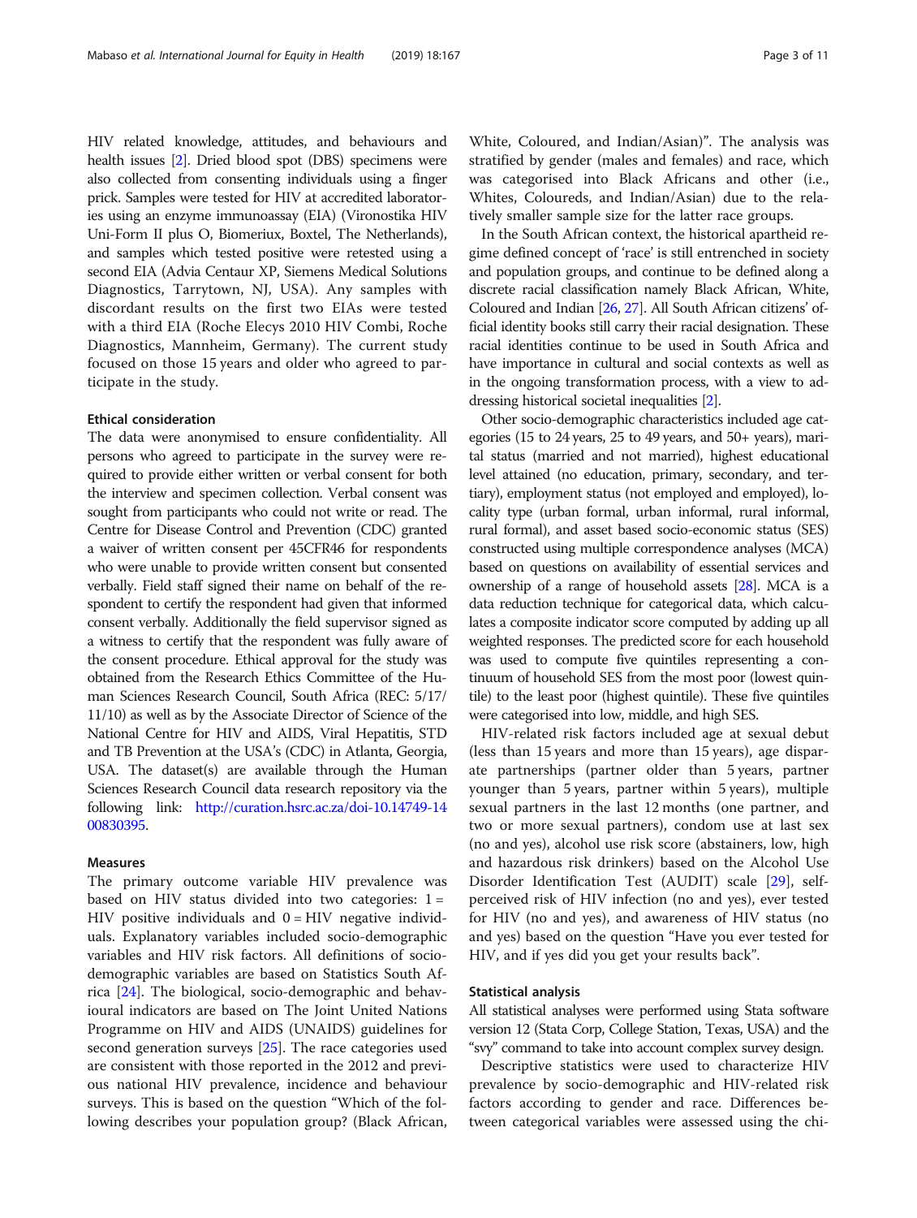HIV related knowledge, attitudes, and behaviours and health issues [2]. Dried blood spot (DBS) specimens were also collected from consenting individuals using a finger prick. Samples were tested for HIV at accredited laboratories using an enzyme immunoassay (EIA) (Vironostika HIV Uni-Form II plus O, Biomeriux, Boxtel, The Netherlands), and samples which tested positive were retested using a second EIA (Advia Centaur XP, Siemens Medical Solutions Diagnostics, Tarrytown, NJ, USA). Any samples with discordant results on the first two EIAs were tested with a third EIA (Roche Elecys 2010 HIV Combi, Roche Diagnostics, Mannheim, Germany). The current study focused on those 15 years and older who agreed to participate in the study.

### Ethical consideration

The data were anonymised to ensure confidentiality. All persons who agreed to participate in the survey were required to provide either written or verbal consent for both the interview and specimen collection. Verbal consent was sought from participants who could not write or read. The Centre for Disease Control and Prevention (CDC) granted a waiver of written consent per 45CFR46 for respondents who were unable to provide written consent but consented verbally. Field staff signed their name on behalf of the respondent to certify the respondent had given that informed consent verbally. Additionally the field supervisor signed as a witness to certify that the respondent was fully aware of the consent procedure. Ethical approval for the study was obtained from the Research Ethics Committee of the Human Sciences Research Council, South Africa (REC: 5/17/11/10) as well as by the Associate Director of Science of the National Centre for HIV and AIDS, Viral Hepatitis, STD and TB Prevention at the USA's (CDC) in Atlanta, Georgia, USA. The dataset(s) are available through the Human Sciences Research Council data research repository via the following link: http://curation.hsrc.ac.za/doi-10.14749-1400830395.

### Measures

The primary outcome variable HIV prevalence was based on HIV status divided into two categories: 1 = HIV positive individuals and 0 = HIV negative individuals. Explanatory variables included socio-demographic variables and HIV risk factors. All definitions of socio-demographic variables are based on Statistics South Africa [24]. The biological, socio-demographic and behavioural indicators are based on The Joint United Nations Programme on HIV and AIDS (UNAIDS) guidelines for second generation surveys [25]. The race categories used are consistent with those reported in the 2012 and previous national HIV prevalence, incidence and behaviour surveys. This is based on the question "Which of the following describes your population group? (Black African, White, Coloured, and Indian/Asian)". The analysis was stratified by gender (males and females) and race, which was categorised into Black Africans and other (i.e., Whites, Coloureds, and Indian/Asian) due to the relatively smaller sample size for the latter race groups.

In the South African context, the historical apartheid regime defined concept of 'race' is still entrenched in society and population groups, and continue to be defined along a discrete racial classification namely Black African, White, Coloured and Indian [26, 27]. All South African citizens' official identity books still carry their racial designation. These racial identities continue to be used in South Africa and have importance in cultural and social contexts as well as in the ongoing transformation process, with a view to addressing historical societal inequalities [2].

Other socio-demographic characteristics included age categories (15 to 24 years, 25 to 49 years, and 50+ years), marital status (married and not married), highest educational level attained (no education, primary, secondary, and tertiary), employment status (not employed and employed), locality type (urban formal, urban informal, rural informal, rural formal), and asset based socio-economic status (SES) constructed using multiple correspondence analyses (MCA) based on questions on availability of essential services and ownership of a range of household assets [28]. MCA is a data reduction technique for categorical data, which calculates a composite indicator score computed by adding up all weighted responses. The predicted score for each household was used to compute five quintiles representing a continuum of household SES from the most poor (lowest quintile) to the least poor (highest quintile). These five quintiles were categorised into low, middle, and high SES.

HIV-related risk factors included age at sexual debut (less than 15 years and more than 15 years), age disparate partnerships (partner older than 5 years, partner younger than 5 years, partner within 5 years), multiple sexual partners in the last 12 months (one partner, and two or more sexual partners), condom use at last sex (no and yes), alcohol use risk score (abstainers, low, high and hazardous risk drinkers) based on the Alcohol Use Disorder Identification Test (AUDIT) scale [29], self-perceived risk of HIV infection (no and yes), ever tested for HIV (no and yes), and awareness of HIV status (no and yes) based on the question "Have you ever tested for HIV, and if yes did you get your results back".

### Statistical analysis

All statistical analyses were performed using Stata software version 12 (Stata Corp, College Station, Texas, USA) and the "svy" command to take into account complex survey design.

Descriptive statistics were used to characterize HIV prevalence by socio-demographic and HIV-related risk factors according to gender and race. Differences between categorical variables were assessed using the chi-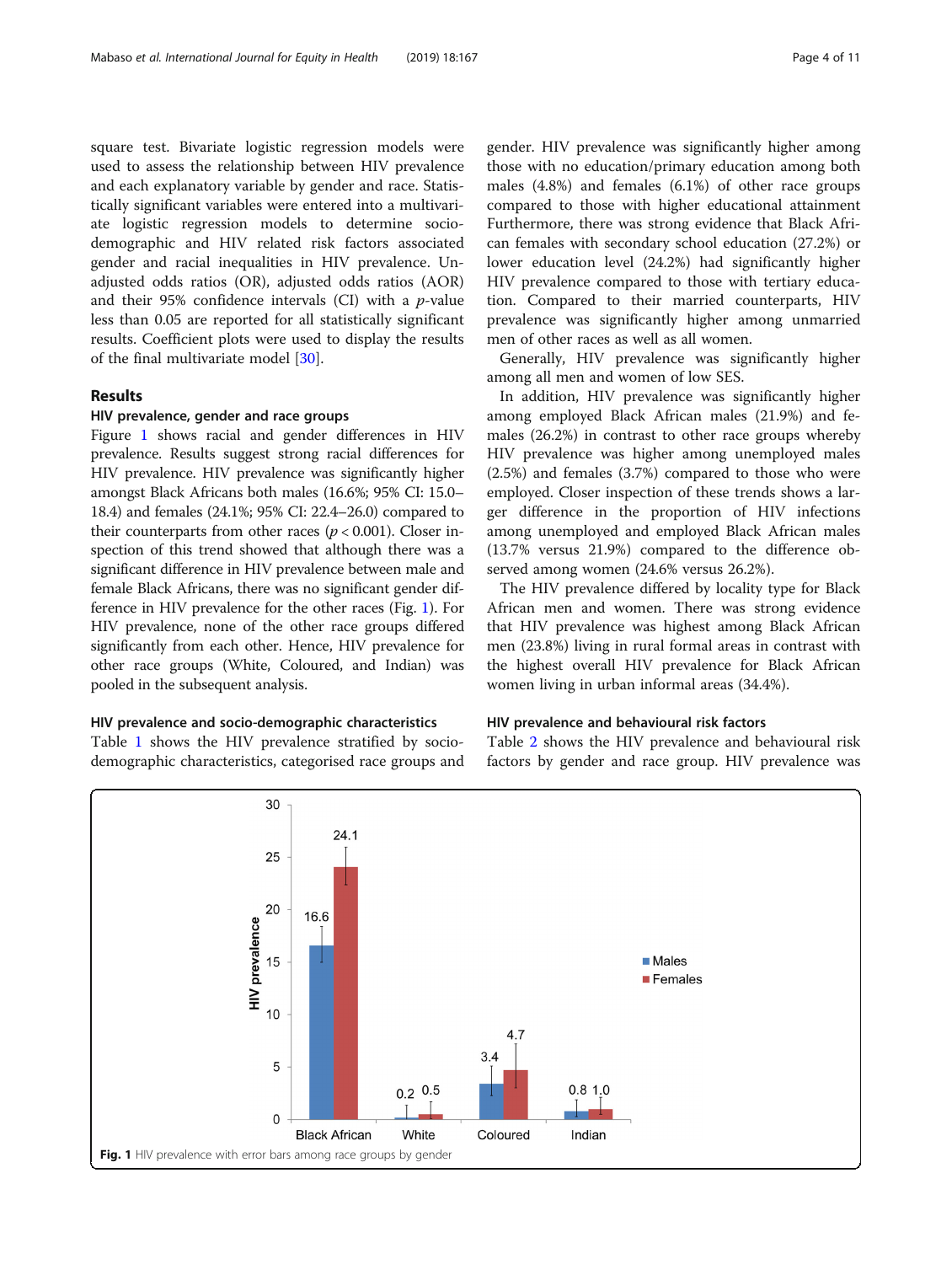square test. Bivariate logistic regression models were used to assess the relationship between HIV prevalence and each explanatory variable by gender and race. Statistically significant variables were entered into a multivariate logistic regression models to determine socio-demographic and HIV related risk factors associated gender and racial inequalities in HIV prevalence. Unadjusted odds ratios (OR), adjusted odds ratios (AOR) and their 95% confidence intervals (CI) with a *p*-value less than 0.05 are reported for all statistically significant results. Coefficient plots were used to display the results of the final multivariate model [30].

## Results

### HIV prevalence, gender and race groups

Figure 1 shows racial and gender differences in HIV prevalence. Results suggest strong racial differences for HIV prevalence. HIV prevalence was significantly higher amongst Black Africans both males (16.6%; 95% CI: 15.0–18.4) and females (24.1%; 95% CI: 22.4–26.0) compared to their counterparts from other races ($p < 0.001$). Closer inspection of this trend showed that although there was a significant difference in HIV prevalence between male and female Black Africans, there was no significant gender difference in HIV prevalence for the other races (Fig. 1). For HIV prevalence, none of the other race groups differed significantly from each other. Hence, HIV prevalence for other race groups (White, Coloured, and Indian) was pooled in the subsequent analysis.

### HIV prevalence and socio-demographic characteristics

Table 1 shows the HIV prevalence stratified by socio-demographic characteristics, categorised race groups and gender. HIV prevalence was significantly higher among those with no education/primary education among both males (4.8%) and females (6.1%) of other race groups compared to those with higher educational attainment Furthermore, there was strong evidence that Black African females with secondary school education (27.2%) or lower education level (24.2%) had significantly higher HIV prevalence compared to those with tertiary education. Compared to their married counterparts, HIV prevalence was significantly higher among unmarried men of other races as well as all women.

Generally, HIV prevalence was significantly higher among all men and women of low SES.

In addition, HIV prevalence was significantly higher among employed Black African males (21.9%) and females (26.2%) in contrast to other race groups whereby HIV prevalence was higher among unemployed males (2.5%) and females (3.7%) compared to those who were employed. Closer inspection of these trends shows a larger difference in the proportion of HIV infections among unemployed and employed Black African males (13.7% versus 21.9%) compared to the difference observed among women (24.6% versus 26.2%).

The HIV prevalence differed by locality type for Black African men and women. There was strong evidence that HIV prevalence was highest among Black African men (23.8%) living in rural formal areas in contrast with the highest overall HIV prevalence for Black African women living in urban informal areas (34.4%).

### HIV prevalence and behavioural risk factors

Table 2 shows the HIV prevalence and behavioural risk factors by gender and race group. HIV prevalence was

**Fig. 1** HIV prevalence with error bars among race groups by gender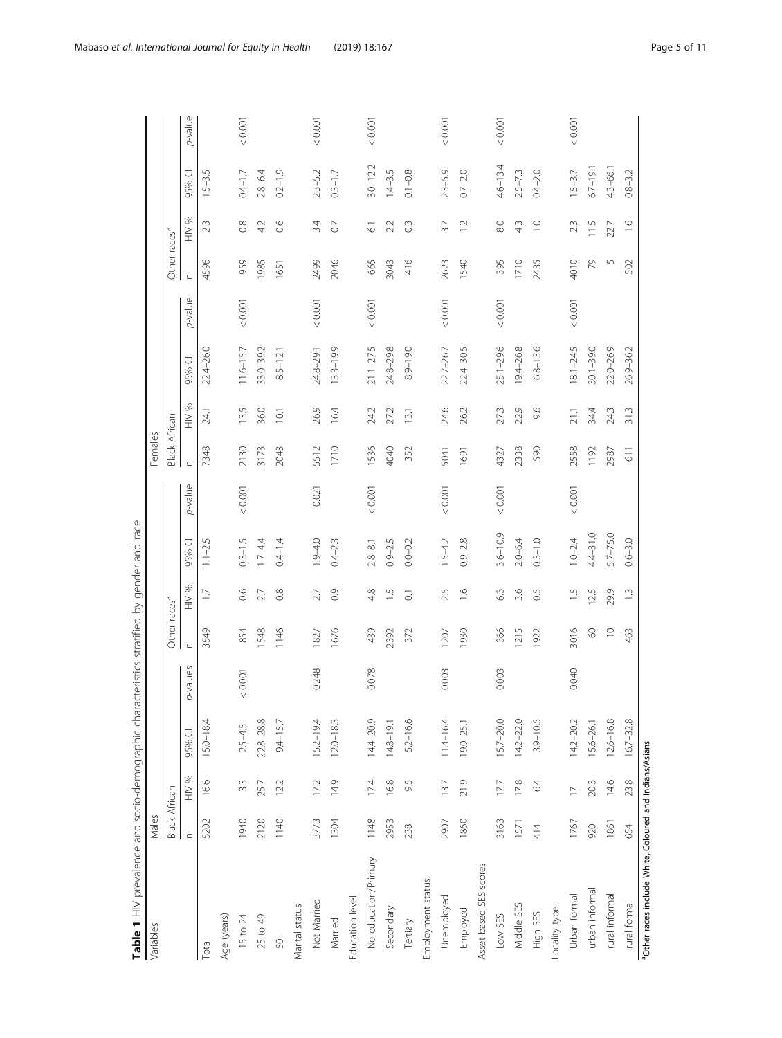**Table 1** HIV prevalence and socio-demographic characteristics stratified by gender and race

| Variables | Males | | | | | | | | Females | | | | | | | |
|---|---|---|---|---|---|---|---|---|---|---|---|---|---|---|---|---|
| | Black African | | | | Other races[a] | | | | Black African | | | | Other races[a] | | | |
| | n | HIV % | 95% CI | p-values | n | HIV % | 95% CI | p-value | n | HIV % | 95% CI | p-value | n | HIV % | 95% CI | p-value |
| Total | 5202 | 16.6 | 15.0–18.4 | | 3549 | 1.7 | 1.1–2.5 | | 7348 | 24.1 | 22.4–26.0 | | 4596 | 2.3 | 1.5–3.5 | |
| Age (years) | | | | | | | | | | | | | | | | |
| 15 to 24 | 1940 | 3.3 | 2.5–4.5 | < 0.001 | 854 | 0.6 | 0.3–1.5 | < 0.001 | 2130 | 13.5 | 11.6–15.7 | < 0.001 | 959 | 0.8 | 0.4–1.7 | < 0.001 |
| 25 to 49 | 2120 | 25.7 | 22.8–28.8 | | 1548 | 2.7 | 1.7–4.4 | | 3173 | 36.0 | 33.0–39.2 | | 1985 | 4.2 | 2.8–6.4 | |
| 50+ | 1140 | 12.2 | 9.4–15.7 | | 1146 | 0.8 | 0.4–1.4 | | 2043 | 10.1 | 8.5–12.1 | | 1651 | 0.6 | 0.2–1.9 | |
| Marital status | | | | | | | | | | | | | | | | |
| Not Married | 3773 | 17.2 | 15.2–19.4 | 0.248 | 1827 | 2.7 | 1.9–4.0 | 0.021 | 5512 | 26.9 | 24.8–29.1 | < 0.001 | 2499 | 3.4 | 2.3–5.2 | < 0.001 |
| Married | 1304 | 14.9 | 12.0–18.3 | | 1676 | 0.9 | 0.4–2.3 | | 1710 | 16.4 | 13.3–19.9 | | 2046 | 0.7 | 0.3–1.7 | |
| Education level | | | | | | | | | | | | | | | | |
| No education/Primary | 1148 | 17.4 | 14.4–20.9 | 0.078 | 439 | 4.8 | 2.8–8.1 | < 0.001 | 1536 | 24.2 | 21.1–27.5 | < 0.001 | 665 | 6.1 | 3.0–12.2 | < 0.001 |
| Secondary | 2953 | 16.8 | 14.8–19.1 | | 2392 | 1.5 | 0.9–2.5 | | 4040 | 27.2 | 24.8–29.8 | | 3043 | 2.2 | 1.4–3.5 | |
| Tertiary | 238 | 9.5 | 5.2–16.6 | | 372 | 0.1 | 0.0–0.2 | | 352 | 13.1 | 8.9–19.0 | | 416 | 0.3 | 0.1–0.8 | |
| Employment status | | | | | | | | | | | | | | | | |
| Unemployed | 2907 | 13.7 | 11.4–16.4 | 0.003 | 1207 | 2.5 | 1.5–4.2 | < 0.001 | 5041 | 24.6 | 22.7–26.7 | < 0.001 | 2623 | 3.7 | 2.3–5.9 | < 0.001 |
| Employed | 1860 | 21.9 | 19.0–25.1 | | 1930 | 1.6 | 0.9–2.8 | | 1691 | 26.2 | 22.4–30.5 | | 1540 | 1.2 | 0.7–2.0 | |
| Asset based SES scores | | | | | | | | | | | | | | | | |
| Low SES | 3163 | 17.7 | 15.7–20.0 | 0.003 | 366 | 6.3 | 3.6–10.9 | < 0.001 | 4327 | 27.3 | 25.1–29.6 | < 0.001 | 395 | 8.0 | 4.6–13.4 | < 0.001 |
| Middle SES | 1571 | 17.8 | 14.2–22.0 | | 1215 | 3.6 | 2.0–6.4 | | 2338 | 22.9 | 19.4–26.8 | | 1710 | 4.3 | 2.5–7.3 | |
| High SES | 414 | 6.4 | 3.9–10.5 | | 1922 | 0.5 | 0.3–1.0 | | 590 | 9.6 | 6.8–13.6 | | 2435 | 1.0 | 0.4–2.0 | |
| Locality type | | | | | | | | | | | | | | | | |
| Urban formal | 1767 | 17 | 14.2–20.2 | 0.040 | 3016 | 1.5 | 1.0–2.4 | < 0.001 | 2558 | 21.1 | 18.1–24.5 | < 0.001 | 4010 | 2.3 | 1.5–3.7 | < 0.001 |
| urban informal | 920 | 20.3 | 15.6–26.1 | | 60 | 12.5 | 4.4–31.0 | | 1192 | 34.4 | 30.1–39.0 | | 79 | 11.5 | 6.7–19.1 | |
| rural informal | 1861 | 14.6 | 12.6–16.8 | | 10 | 29.9 | 5.7–75.0 | | 2987 | 24.3 | 22.0–26.9 | | 5 | 22.7 | 4.3–66.1 | |
| rural formal | 654 | 23.8 | 16.7–32.8 | | 463 | 1.3 | 0.6–3.0 | | 611 | 31.3 | 26.9–36.2 | | 502 | 1.6 | 0.8–3.2 | |

[a]Other races include White, Coloured and Indians/Asians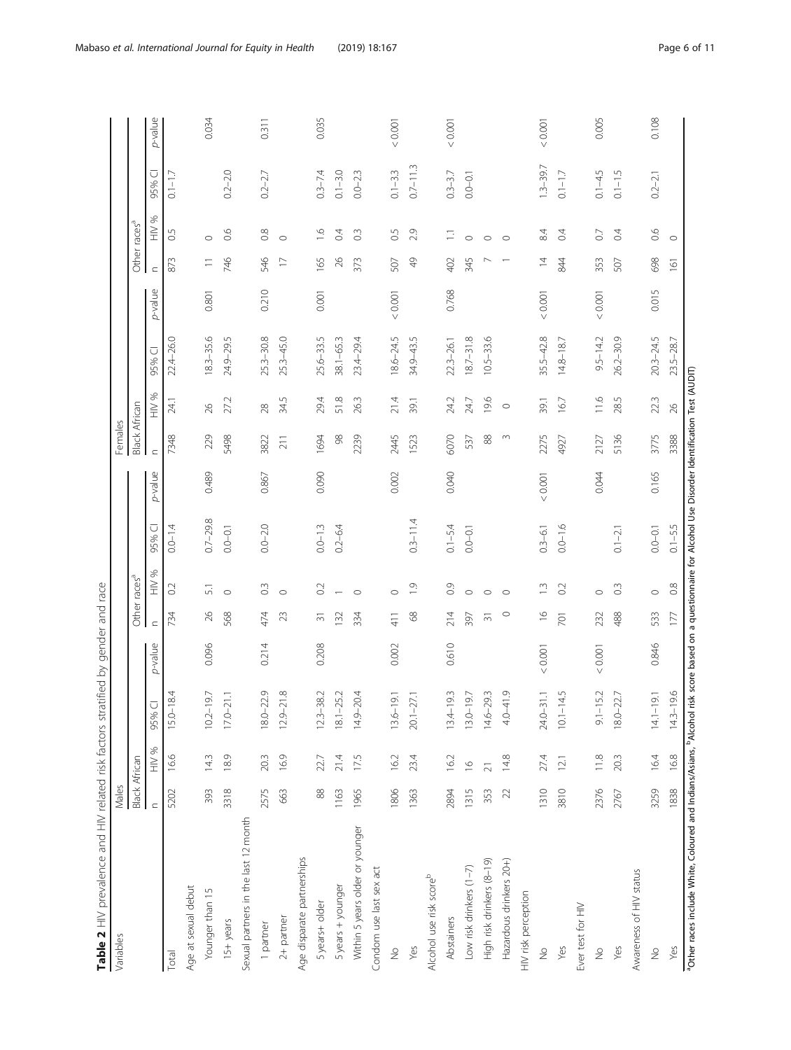**Table 2** HIV prevalence and HIV related risk factors stratified by gender and race

| Variables | Males | | | | | | | | Females | | | | | | | |
|---|---|---|---|---|---|---|---|---|---|---|---|---|---|---|---|---|
| | Black African | | | | Other races[a] | | | | Black African | | | | Other races[a] | | | |
| | n | HIV % | 95% CI | p-value | n | HIV % | 95% CI | p-value | n | HIV % | 95% CI | p-value | n | HIV % | 95% CI | p-value |
| Total | 5202 | 16.6 | 15.0–18.4 | | 734 | 0.2 | 0.0–1.4 | | 7348 | 24.1 | 22.4–26.0 | | 873 | 0.5 | 0.1–1.7 | |
| Age at sexual debut | | | | | | | | | | | | | | | | |
| Younger than 15 | 393 | 14.3 | 10.2–19.7 | 0.096 | 26 | 5.1 | 0.7–29.8 | 0.489 | 229 | 26 | 18.3–35.6 | 0.801 | 11 | 0 | | 0.034 |
| 15+ years | 3318 | 18.9 | 17.0–21.1 | | 568 | 0 | 0.0–0.1 | | 5498 | 27.2 | 24.9–29.5 | | 746 | 0.6 | 0.2–2.0 | |
| Sexual partners in the last 12 month | | | | | | | | | | | | | | | | |
| 1 partner | 2575 | 20.3 | 18.0–22.9 | 0.214 | 474 | 0.3 | 0.0–2.0 | 0.867 | 3822 | 28 | 25.3–30.8 | 0.210 | 546 | 0.8 | 0.2–2.7 | 0.311 |
| 2+ partner | 663 | 16.9 | 12.9–21.8 | | 23 | 0 | | | 211 | 34.5 | 25.3–45.0 | | 17 | 0 | | |
| Age disparate partnerships | | | | | | | | | | | | | | | | |
| 5 years+ older | 88 | 22.7 | 12.3–38.2 | 0.208 | 31 | 0.2 | 0.0–1.3 | 0.090 | 1694 | 29.4 | 25.6–33.5 | 0.001 | 165 | 1.6 | 0.3–7.4 | 0.035 |
| 5 years + younger | 1163 | 21.4 | 18.1–25.2 | | 132 | 1 | 0.2–6.4 | | 98 | 51.8 | 38.1–65.3 | | 26 | 0.4 | 0.1–3.0 | |
| Within 5 years older or younger | 1965 | 17.5 | 14.9–20.4 | | 334 | 0 | | | 2239 | 26.3 | 23.4–29.4 | | 373 | 0.3 | 0.0–2.3 | |
| Condom use last sex act | | | | | | | | | | | | | | | | |
| No | 1806 | 16.2 | 13.6–19.1 | 0.002 | 411 | 0 | | 0.002 | 2445 | 21.4 | 18.6–24.5 | < 0.001 | 507 | 0.5 | 0.1–3.3 | < 0.001 |
| Yes | 1363 | 23.4 | 20.1–27.1 | | 68 | 1.9 | 0.3–11.4 | | 1523 | 39.1 | 34.9–43.5 | | 49 | 2.9 | 0.7–11.3 | |
| Alcohol use risk score[b] | | | | | | | | | | | | | | | | |
| Abstainers | 2894 | 16.2 | 13.4–19.3 | 0.610 | 214 | 0.9 | 0.1–5.4 | 0.040 | 6070 | 24.2 | 22.3–26.1 | 0.768 | 402 | 1.1 | 0.3–3.7 | < 0.001 |
| Low risk drinkers (1–7) | 1315 | 16 | 13.0–19.7 | | 397 | 0 | 0.0–0.1 | | 537 | 24.7 | 18.7–31.8 | | 345 | 0 | 0.0–0.1 | |
| High risk drinkers (8–19) | 353 | 21 | 14.6–29.3 | | 31 | 0 | | | 88 | 19.6 | 10.5–33.6 | | 7 | 0 | | |
| Hazardous drinkers 20+) | 22 | 14.8 | 4.0–41.9 | | 0 | 0 | | | 3 | 0 | | | 1 | 0 | | |
| HIV risk perception | | | | | | | | | | | | | | | | |
| No | 1310 | 27.4 | 24.0–31.1 | < 0.001 | 16 | 1.3 | 0.3–6.1 | < 0.001 | 2275 | 39.1 | 35.5–42.8 | < 0.001 | 14 | 8.4 | 1.3–39.7 | < 0.001 |
| Yes | 3810 | 12.1 | 10.1–14.5 | | 701 | 0.2 | 0.0–1.6 | | 4927 | 16.7 | 14.8–18.7 | | 844 | 0.4 | 0.1–1.7 | |
| Ever test for HIV | | | | | | | | | | | | | | | | |
| No | 2376 | 11.8 | 9.1–15.2 | < 0.001 | 232 | 0 | | 0.044 | 2127 | 11.6 | 9.5–14.2 | < 0.001 | 353 | 0.7 | 0.1–4.5 | 0.005 |
| Yes | 2767 | 20.3 | 18.0–22.7 | | 488 | 0.3 | 0.1–2.1 | | 5136 | 28.5 | 26.2–30.9 | | 507 | 0.4 | 0.1–1.5 | |
| Awareness of HIV status | | | | | | | | | | | | | | | | |
| No | 3259 | 16.4 | 14.1–19.1 | 0.846 | 533 | 0 | 0.0–0.1 | 0.165 | 3775 | 22.3 | 20.3–24.5 | 0.015 | 698 | 0.6 | 0.2–2.1 | 0.108 |
| Yes | 1838 | 16.8 | 14.3–19.6 | | 177 | 0.8 | 0.1–5.5 | | 3388 | 26 | 23.5–28.7 | | 161 | 0 | | |

[a]Other races include White, Coloured and Indians/Asians, [b]Alcohol risk score based on a questionnaire for Alcohol Use Disorder Identification Test (AUDIT)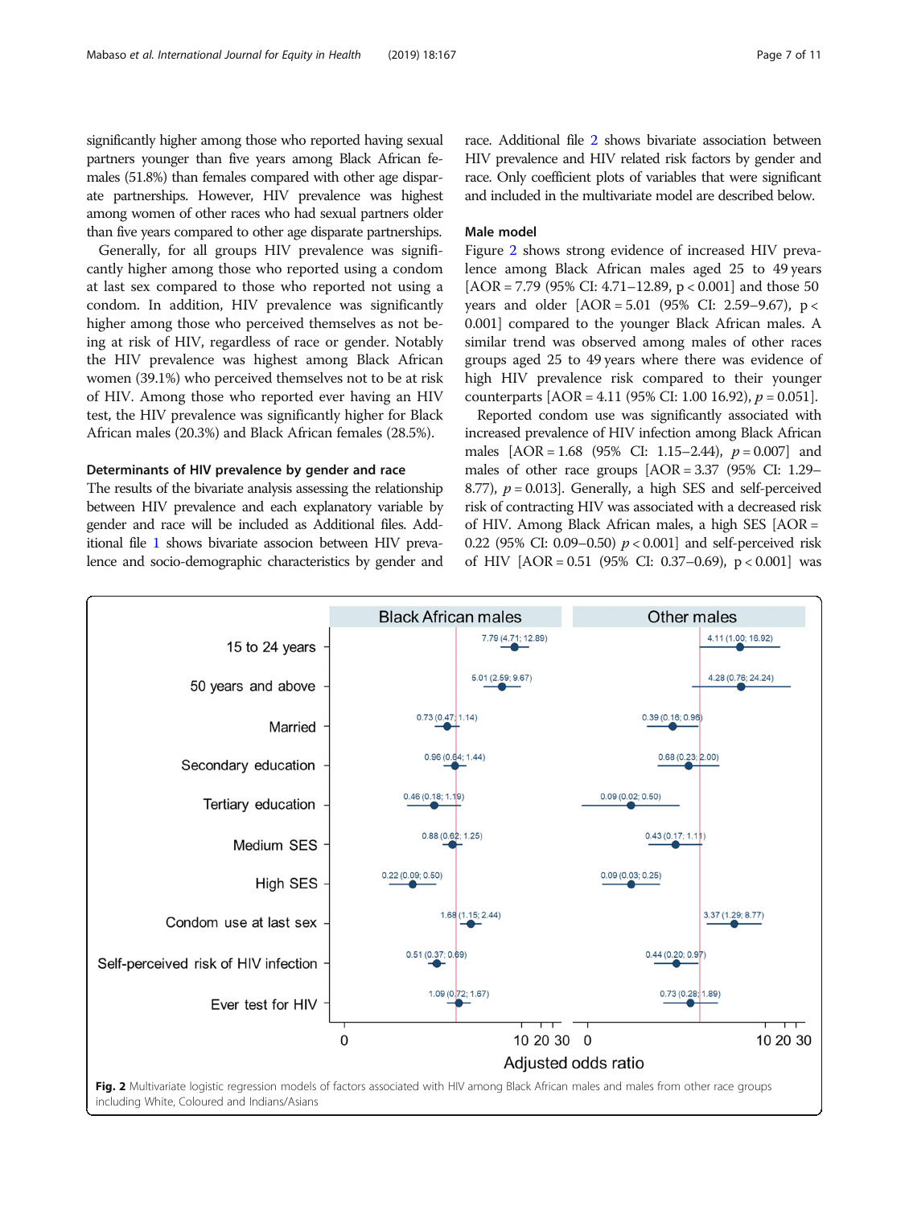significantly higher among those who reported having sexual partners younger than five years among Black African females (51.8%) than females compared with other age disparate partnerships. However, HIV prevalence was highest among women of other races who had sexual partners older than five years compared to other age disparate partnerships.

Generally, for all groups HIV prevalence was significantly higher among those who reported using a condom at last sex compared to those who reported not using a condom. In addition, HIV prevalence was significantly higher among those who perceived themselves as not being at risk of HIV, regardless of race or gender. Notably the HIV prevalence was highest among Black African women (39.1%) who perceived themselves not to be at risk of HIV. Among those who reported ever having an HIV test, the HIV prevalence was significantly higher for Black African males (20.3%) and Black African females (28.5%).

### Determinants of HIV prevalence by gender and race

The results of the bivariate analysis assessing the relationship between HIV prevalence and each explanatory variable by gender and race will be included as Additional files. Additional file 1 shows bivariate associon between HIV prevalence and socio-demographic characteristics by gender and race. Additional file 2 shows bivariate association between HIV prevalence and HIV related risk factors by gender and race. Only coefficient plots of variables that were significant and included in the multivariate model are described below.

### Male model

Figure 2 shows strong evidence of increased HIV prevalence among Black African males aged 25 to 49 years [AOR = 7.79 (95% CI: 4.71–12.89, p < 0.001] and those 50 years and older [AOR = 5.01 (95% CI: 2.59–9.67), p < 0.001] compared to the younger Black African males. A similar trend was observed among males of other races groups aged 25 to 49 years where there was evidence of high HIV prevalence risk compared to their younger counterparts [AOR = 4.11 (95% CI: 1.00 16.92), *p* = 0.051].

Reported condom use was significantly associated with increased prevalence of HIV infection among Black African males [AOR = 1.68 (95% CI: 1.15–2.44), *p* = 0.007] and males of other race groups [AOR = 3.37 (95% CI: 1.29–8.77), *p* = 0.013]. Generally, a high SES and self-perceived risk of contracting HIV was associated with a decreased risk of HIV. Among Black African males, a high SES [AOR = 0.22 (95% CI: 0.09–0.50) *p* < 0.001] and self-perceived risk of HIV [AOR = 0.51 (95% CI: 0.37–0.69), p < 0.001] was

**Fig. 2** Multivariate logistic regression models of factors associated with HIV among Black African males and males from other race groups including White, Coloured and Indians/Asians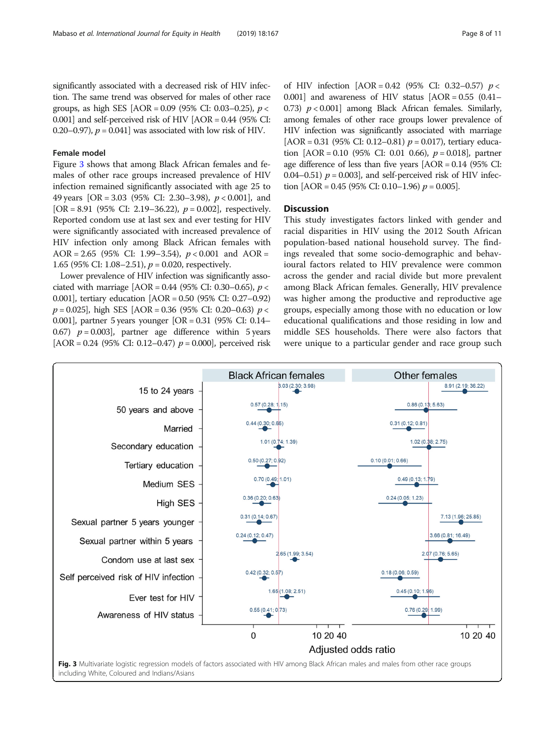significantly associated with a decreased risk of HIV infection. The same trend was observed for males of other race groups, as high SES [AOR = 0.09 (95% CI: 0.03–0.25), $p < 0.001$] and self-perceived risk of HIV [AOR = 0.44 (95% CI: 0.20–0.97), $p = 0.041$] was associated with low risk of HIV.

### Female model

Figure 3 shows that among Black African females and females of other race groups increased prevalence of HIV infection remained significantly associated with age 25 to 49 years [OR = 3.03 (95% CI: 2.30–3.98), $p < 0.001$], and [OR = 8.91 (95% CI: 2.19–36.22), $p = 0.002$], respectively. Reported condom use at last sex and ever testing for HIV were significantly associated with increased prevalence of HIV infection only among Black African females with AOR = 2.65 (95% CI: 1.99–3.54), $p < 0.001$ and AOR = 1.65 (95% CI: 1.08–2.51), $p = 0.020$, respectively.

Lower prevalence of HIV infection was significantly associated with marriage [AOR = 0.44 (95% CI: 0.30–0.65), $p < 0.001$], tertiary education [AOR = 0.50 (95% CI: 0.27–0.92) $p = 0.025$], high SES [AOR = 0.36 (95% CI: 0.20–0.63) $p < 0.001$], partner 5 years younger [OR = 0.31 (95% CI: 0.14–0.67) $p = 0.003$], partner age difference within 5 years [AOR = 0.24 (95% CI: 0.12–0.47) $p = 0.000$], perceived risk of HIV infection [AOR = 0.42 (95% CI: 0.32–0.57) $p < 0.001$] and awareness of HIV status [AOR = 0.55 (0.41–0.73) $p < 0.001$] among Black African females. Similarly, among females of other race groups lower prevalence of HIV infection was significantly associated with marriage [AOR = 0.31 (95% CI: 0.12–0.81) $p = 0.017$), tertiary education [AOR = 0.10 (95% CI: 0.01 0.66), $p = 0.018$], partner age difference of less than five years [AOR = 0.14 (95% CI: 0.04–0.51) $p = 0.003$], and self-perceived risk of HIV infection [AOR = 0.45 (95% CI: 0.10–1.96) $p = 0.005$].

## Discussion

This study investigates factors linked with gender and racial disparities in HIV using the 2012 South African population-based national household survey. The findings revealed that some socio-demographic and behavioural factors related to HIV prevalence were common across the gender and racial divide but more prevalent among Black African females. Generally, HIV prevalence was higher among the productive and reproductive age groups, especially among those with no education or low educational qualifications and those residing in low and middle SES households. There were also factors that were unique to a particular gender and race group such

| | Black African females | Other females |
|---|---|---|
| 15 to 24 years | 3.03 (2.30; 3.98) | 8.91 (2.19; 36.22) |
| 50 years and above | 0.57 (0.28; 1.15) | 0.86 (0.13; 5.63) |
| Married | 0.44 (0.30; 0.65) | 0.31 (0.12; 0.81) |
| Secondary education | 1.01 (0.74; 1.39) | 1.02 (0.38; 2.75) |
| Tertiary education | 0.50 (0.27; 0.92) | 0.10 (0.01; 0.66) |
| Medium SES | 0.70 (0.49; 1.01) | 0.49 (0.13; 1.79) |
| High SES | 0.36 (0.20; 0.63) | 0.24 (0.05; 1.23) |
| Sexual partner 5 years younger | 0.31 (0.14; 0.67) | 7.13 (1.96; 25.85) |
| Sexual partner within 5 years | 0.24 (0.12; 0.47) | 3.66 (0.81; 16.49) |
| Condom use at last sex | 2.65 (1.99; 3.54) | 2.07 (0.76; 5.65) |
| Self perceived risk of HIV infection | 0.42 (0.32; 0.57) | 0.18 (0.06; 0.59) |
| Ever test for HIV | 1.65 (1.08; 2.51) | 0.45 (0.10; 1.96) |
| Awareness of HIV status | 0.55 (0.41; 0.73) | 0.76 (0.29; 1.99) |

Adjusted odds ratio

**Fig. 3** Multivariate logistic regression models of factors associated with HIV among Black African males and males from other race groups including White, Coloured and Indians/Asians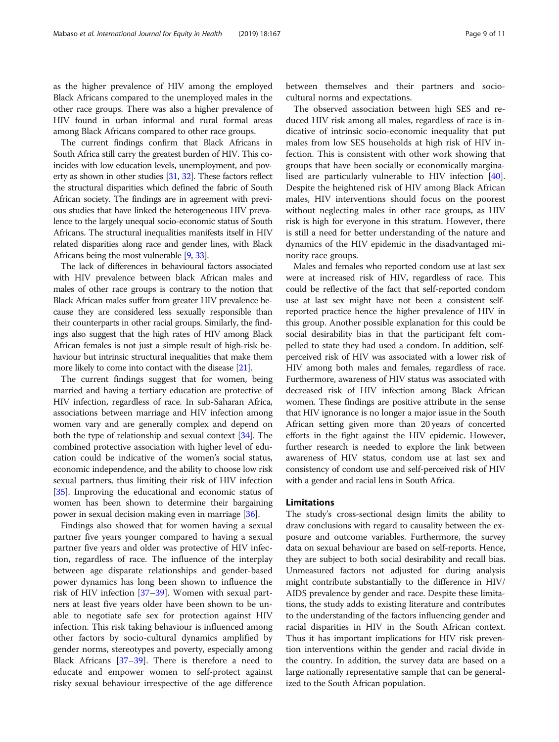as the higher prevalence of HIV among the employed Black Africans compared to the unemployed males in the other race groups. There was also a higher prevalence of HIV found in urban informal and rural formal areas among Black Africans compared to other race groups.

The current findings confirm that Black Africans in South Africa still carry the greatest burden of HIV. This coincides with low education levels, unemployment, and poverty as shown in other studies [31, 32]. These factors reflect the structural disparities which defined the fabric of South African society. The findings are in agreement with previous studies that have linked the heterogeneous HIV prevalence to the largely unequal socio-economic status of South Africans. The structural inequalities manifests itself in HIV related disparities along race and gender lines, with Black Africans being the most vulnerable [9, 33].

The lack of differences in behavioural factors associated with HIV prevalence between black African males and males of other race groups is contrary to the notion that Black African males suffer from greater HIV prevalence because they are considered less sexually responsible than their counterparts in other racial groups. Similarly, the findings also suggest that the high rates of HIV among Black African females is not just a simple result of high-risk behaviour but intrinsic structural inequalities that make them more likely to come into contact with the disease [21].

The current findings suggest that for women, being married and having a tertiary education are protective of HIV infection, regardless of race. In sub-Saharan Africa, associations between marriage and HIV infection among women vary and are generally complex and depend on both the type of relationship and sexual context [34]. The combined protective association with higher level of education could be indicative of the women's social status, economic independence, and the ability to choose low risk sexual partners, thus limiting their risk of HIV infection [35]. Improving the educational and economic status of women has been shown to determine their bargaining power in sexual decision making even in marriage [36].

Findings also showed that for women having a sexual partner five years younger compared to having a sexual partner five years and older was protective of HIV infection, regardless of race. The influence of the interplay between age disparate relationships and gender-based power dynamics has long been shown to influence the risk of HIV infection [37–39]. Women with sexual partners at least five years older have been shown to be unable to negotiate safe sex for protection against HIV infection. This risk taking behaviour is influenced among other factors by socio-cultural dynamics amplified by gender norms, stereotypes and poverty, especially among Black Africans [37–39]. There is therefore a need to educate and empower women to self-protect against risky sexual behaviour irrespective of the age difference between themselves and their partners and socio-cultural norms and expectations.

The observed association between high SES and reduced HIV risk among all males, regardless of race is indicative of intrinsic socio-economic inequality that put males from low SES households at high risk of HIV infection. This is consistent with other work showing that groups that have been socially or economically marginalised are particularly vulnerable to HIV infection [40]. Despite the heightened risk of HIV among Black African males, HIV interventions should focus on the poorest without neglecting males in other race groups, as HIV risk is high for everyone in this stratum. However, there is still a need for better understanding of the nature and dynamics of the HIV epidemic in the disadvantaged minority race groups.

Males and females who reported condom use at last sex were at increased risk of HIV, regardless of race. This could be reflective of the fact that self-reported condom use at last sex might have not been a consistent self-reported practice hence the higher prevalence of HIV in this group. Another possible explanation for this could be social desirability bias in that the participant felt compelled to state they had used a condom. In addition, self-perceived risk of HIV was associated with a lower risk of HIV among both males and females, regardless of race. Furthermore, awareness of HIV status was associated with decreased risk of HIV infection among Black African women. These findings are positive attribute in the sense that HIV ignorance is no longer a major issue in the South African setting given more than 20 years of concerted efforts in the fight against the HIV epidemic. However, further research is needed to explore the link between awareness of HIV status, condom use at last sex and consistency of condom use and self-perceived risk of HIV with a gender and racial lens in South Africa.

## Limitations

The study's cross-sectional design limits the ability to draw conclusions with regard to causality between the exposure and outcome variables. Furthermore, the survey data on sexual behaviour are based on self-reports. Hence, they are subject to both social desirability and recall bias. Unmeasured factors not adjusted for during analysis might contribute substantially to the difference in HIV/AIDS prevalence by gender and race. Despite these limitations, the study adds to existing literature and contributes to the understanding of the factors influencing gender and racial disparities in HIV in the South African context. Thus it has important implications for HIV risk prevention interventions within the gender and racial divide in the country. In addition, the survey data are based on a large nationally representative sample that can be generalized to the South African population.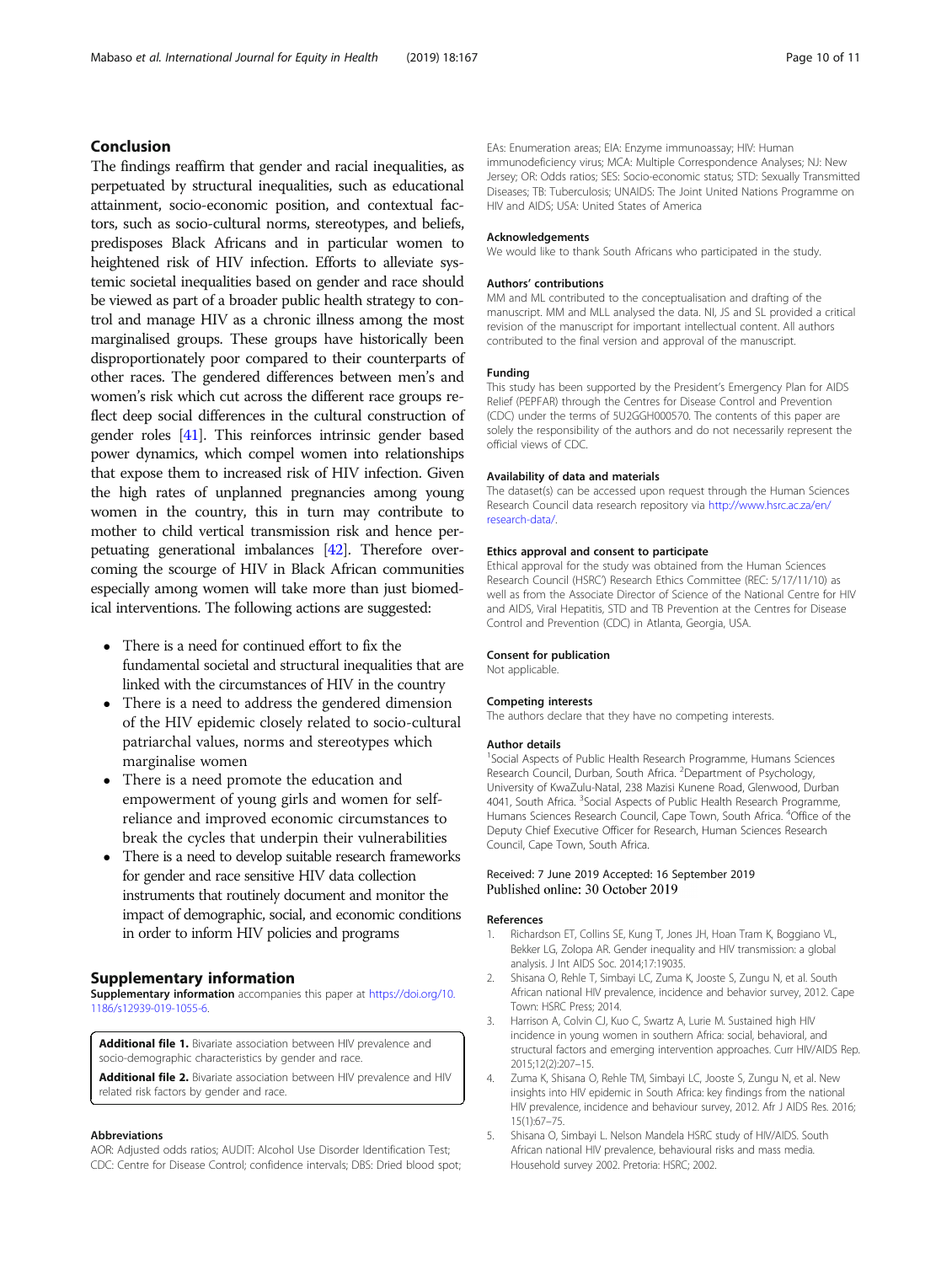## Conclusion

The findings reaffirm that gender and racial inequalities, as perpetuated by structural inequalities, such as educational attainment, socio-economic position, and contextual factors, such as socio-cultural norms, stereotypes, and beliefs, predisposes Black Africans and in particular women to heightened risk of HIV infection. Efforts to alleviate systemic societal inequalities based on gender and race should be viewed as part of a broader public health strategy to control and manage HIV as a chronic illness among the most marginalised groups. These groups have historically been disproportionately poor compared to their counterparts of other races. The gendered differences between men's and women's risk which cut across the different race groups reflect deep social differences in the cultural construction of gender roles [41]. This reinforces intrinsic gender based power dynamics, which compel women into relationships that expose them to increased risk of HIV infection. Given the high rates of unplanned pregnancies among young women in the country, this in turn may contribute to mother to child vertical transmission risk and hence perpetuating generational imbalances [42]. Therefore overcoming the scourge of HIV in Black African communities especially among women will take more than just biomedical interventions. The following actions are suggested:

- There is a need for continued effort to fix the fundamental societal and structural inequalities that are linked with the circumstances of HIV in the country
- There is a need to address the gendered dimension of the HIV epidemic closely related to socio-cultural patriarchal values, norms and stereotypes which marginalise women
- There is a need promote the education and empowerment of young girls and women for self-reliance and improved economic circumstances to break the cycles that underpin their vulnerabilities
- There is a need to develop suitable research frameworks for gender and race sensitive HIV data collection instruments that routinely document and monitor the impact of demographic, social, and economic conditions in order to inform HIV policies and programs

## Supplementary information

**Supplementary information** accompanies this paper at https://doi.org/10.1186/s12939-019-1055-6.

**Additional file 1.** Bivariate association between HIV prevalence and socio-demographic characteristics by gender and race.

**Additional file 2.** Bivariate association between HIV prevalence and HIV related risk factors by gender and race.

### Abbreviations

AOR: Adjusted odds ratios; AUDIT: Alcohol Use Disorder Identification Test; CDC: Centre for Disease Control; confidence intervals; DBS: Dried blood spot; EAs: Enumeration areas; EIA: Enzyme immunoassay; HIV: Human immunodeficiency virus; MCA: Multiple Correspondence Analyses; NJ: New Jersey; OR: Odds ratios; SES: Socio-economic status; STD: Sexually Transmitted Diseases; TB: Tuberculosis; UNAIDS: The Joint United Nations Programme on HIV and AIDS; USA: United States of America

### Acknowledgements

We would like to thank South Africans who participated in the study.

### Authors' contributions

MM and ML contributed to the conceptualisation and drafting of the manuscript. MM and MLL analysed the data. NI, JS and SL provided a critical revision of the manuscript for important intellectual content. All authors contributed to the final version and approval of the manuscript.

### Funding

This study has been supported by the President's Emergency Plan for AIDS Relief (PEPFAR) through the Centres for Disease Control and Prevention (CDC) under the terms of 5U2GGH000570. The contents of this paper are solely the responsibility of the authors and do not necessarily represent the official views of CDC.

### Availability of data and materials

The dataset(s) can be accessed upon request through the Human Sciences Research Council data research repository via http://www.hsrc.ac.za/en/research-data/.

### Ethics approval and consent to participate

Ethical approval for the study was obtained from the Human Sciences Research Council (HSRC') Research Ethics Committee (REC: 5/17/11/10) as well as from the Associate Director of Science of the National Centre for HIV and AIDS, Viral Hepatitis, STD and TB Prevention at the Centres for Disease Control and Prevention (CDC) in Atlanta, Georgia, USA.

### Consent for publication

Not applicable.

### Competing interests

The authors declare that they have no competing interests.

### Author details

[1]Social Aspects of Public Health Research Programme, Humans Sciences Research Council, Durban, South Africa. [2]Department of Psychology, University of KwaZulu-Natal, 238 Mazisi Kunene Road, Glenwood, Durban 4041, South Africa. [3]Social Aspects of Public Health Research Programme, Humans Sciences Research Council, Cape Town, South Africa. [4]Office of the Deputy Chief Executive Officer for Research, Human Sciences Research Council, Cape Town, South Africa.

Received: 7 June 2019 Accepted: 16 September 2019
Published online: 30 October 2019

### References

1. Richardson ET, Collins SE, Kung T, Jones JH, Hoan Tram K, Boggiano VL, Bekker LG, Zolopa AR. Gender inequality and HIV transmission: a global analysis. J Int AIDS Soc. 2014;17:19035.
2. Shisana O, Rehle T, Simbayi LC, Zuma K, Jooste S, Zungu N, et al. South African national HIV prevalence, incidence and behavior survey, 2012. Cape Town: HSRC Press; 2014.
3. Harrison A, Colvin CJ, Kuo C, Swartz A, Lurie M. Sustained high HIV incidence in young women in southern Africa: social, behavioral, and structural factors and emerging intervention approaches. Curr HIV/AIDS Rep. 2015;12(2):207–15.
4. Zuma K, Shisana O, Rehle TM, Simbayi LC, Jooste S, Zungu N, et al. New insights into HIV epidemic in South Africa: key findings from the national HIV prevalence, incidence and behaviour survey, 2012. Afr J AIDS Res. 2016; 15(1):67–75.
5. Shisana O, Simbayi L. Nelson Mandela HSRC study of HIV/AIDS. South African national HIV prevalence, behavioural risks and mass media. Household survey 2002. Pretoria: HSRC; 2002.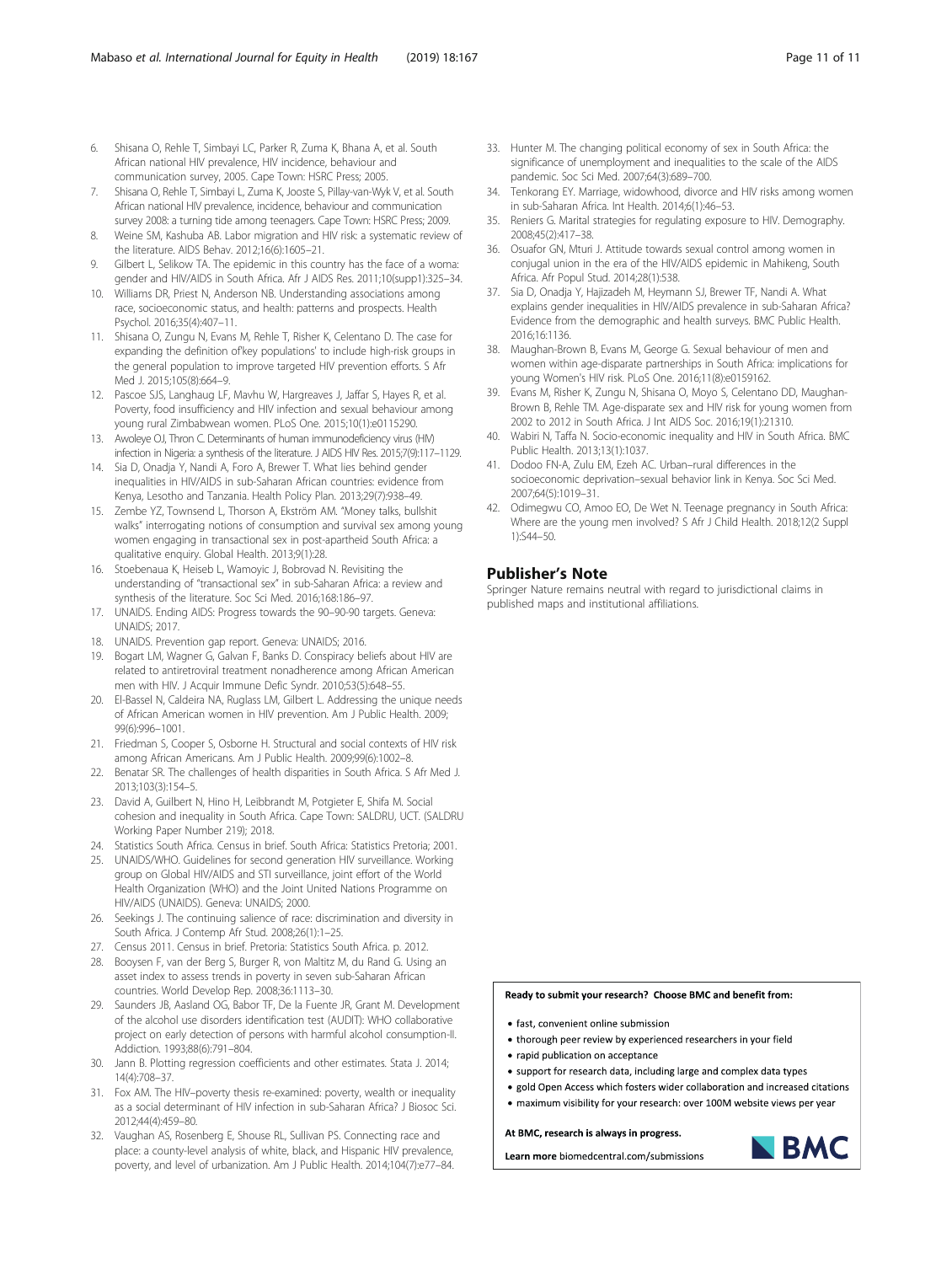6. Shisana O, Rehle T, Simbayi LC, Parker R, Zuma K, Bhana A, et al. South African national HIV prevalence, HIV incidence, behaviour and communication survey, 2005. Cape Town: HSRC Press; 2005.
7. Shisana O, Rehle T, Simbayi L, Zuma K, Jooste S, Pillay-van-Wyk V, et al. South African national HIV prevalence, incidence, behaviour and communication survey 2008: a turning tide among teenagers. Cape Town: HSRC Press; 2009.
8. Weine SM, Kashuba AB. Labor migration and HIV risk: a systematic review of the literature. AIDS Behav. 2012;16(6):1605–21.
9. Gilbert L, Selikow TA. The epidemic in this country has the face of a woma: gender and HIV/AIDS in South Africa. Afr J AIDS Res. 2011;10(supp1):325–34.
10. Williams DR, Priest N, Anderson NB. Understanding associations among race, socioeconomic status, and health: patterns and prospects. Health Psychol. 2016;35(4):407–11.
11. Shisana O, Zungu N, Evans M, Rehle T, Risher K, Celentano D. The case for expanding the definition of'key populations' to include high-risk groups in the general population to improve targeted HIV prevention efforts. S Afr Med J. 2015;105(8):664–9.
12. Pascoe SJS, Langhaug LF, Mavhu W, Hargreaves J, Jaffar S, Hayes R, et al. Poverty, food insufficiency and HIV infection and sexual behaviour among young rural Zimbabwean women. PLoS One. 2015;10(1):e0115290.
13. Awoleye OJ, Thron C. Determinants of human immunodeficiency virus (HIV) infection in Nigeria: a synthesis of the literature. J AIDS HIV Res. 2015;7(9):117–1129.
14. Sia D, Onadja Y, Nandi A, Foro A, Brewer T. What lies behind gender inequalities in HIV/AIDS in sub-Saharan African countries: evidence from Kenya, Lesotho and Tanzania. Health Policy Plan. 2013;29(7):938–49.
15. Zembe YZ, Townsend L, Thorson A, Ekström AM. "Money talks, bullshit walks" interrogating notions of consumption and survival sex among young women engaging in transactional sex in post-apartheid South Africa: a qualitative enquiry. Global Health. 2013;9(1):28.
16. Stoebenaua K, Heiseb L, Wamoyic J, Bobrovad N. Revisiting the understanding of "transactional sex" in sub-Saharan Africa: a review and synthesis of the literature. Soc Sci Med. 2016;168:186–97.
17. UNAIDS. Ending AIDS: Progress towards the 90–90-90 targets. Geneva: UNAIDS; 2017.
18. UNAIDS. Prevention gap report. Geneva: UNAIDS; 2016.
19. Bogart LM, Wagner G, Galvan F, Banks D. Conspiracy beliefs about HIV are related to antiretroviral treatment nonadherence among African American men with HIV. J Acquir Immune Defic Syndr. 2010;53(5):648–55.
20. El-Bassel N, Caldeira NA, Ruglass LM, Gilbert L. Addressing the unique needs of African American women in HIV prevention. Am J Public Health. 2009; 99(6):996–1001.
21. Friedman S, Cooper S, Osborne H. Structural and social contexts of HIV risk among African Americans. Am J Public Health. 2009;99(6):1002–8.
22. Benatar SR. The challenges of health disparities in South Africa. S Afr Med J. 2013;103(3):154–5.
23. David A, Guilbert N, Hino H, Leibbrandt M, Potgieter E, Shifa M. Social cohesion and inequality in South Africa. Cape Town: SALDRU, UCT. (SALDRU Working Paper Number 219); 2018.
24. Statistics South Africa. Census in brief. South Africa: Statistics Pretoria; 2001.
25. UNAIDS/WHO. Guidelines for second generation HIV surveillance. Working group on Global HIV/AIDS and STI surveillance, joint effort of the World Health Organization (WHO) and the Joint United Nations Programme on HIV/AIDS (UNAIDS). Geneva: UNAIDS; 2000.
26. Seekings J. The continuing salience of race: discrimination and diversity in South Africa. J Contemp Afr Stud. 2008;26(1):1–25.
27. Census 2011. Census in brief. Pretoria: Statistics South Africa. p. 2012.
28. Booysen F, van der Berg S, Burger R, von Maltitz M, du Rand G. Using an asset index to assess trends in poverty in seven sub-Saharan African countries. World Develop Rep. 2008;36:1113–30.
29. Saunders JB, Aasland OG, Babor TF, De la Fuente JR, Grant M. Development of the alcohol use disorders identification test (AUDIT): WHO collaborative project on early detection of persons with harmful alcohol consumption-II. Addiction. 1993;88(6):791–804.
30. Jann B. Plotting regression coefficients and other estimates. Stata J. 2014; 14(4):708–37.
31. Fox AM. The HIV–poverty thesis re-examined: poverty, wealth or inequality as a social determinant of HIV infection in sub-Saharan Africa? J Biosoc Sci. 2012;44(4):459–80.
32. Vaughan AS, Rosenberg E, Shouse RL, Sullivan PS. Connecting race and place: a county-level analysis of white, black, and Hispanic HIV prevalence, poverty, and level of urbanization. Am J Public Health. 2014;104(7):e77–84.
33. Hunter M. The changing political economy of sex in South Africa: the significance of unemployment and inequalities to the scale of the AIDS pandemic. Soc Sci Med. 2007;64(3):689–700.
34. Tenkorang EY. Marriage, widowhood, divorce and HIV risks among women in sub-Saharan Africa. Int Health. 2014;6(1):46–53.
35. Reniers G. Marital strategies for regulating exposure to HIV. Demography. 2008;45(2):417–38.
36. Osuafor GN, Mturi J. Attitude towards sexual control among women in conjugal union in the era of the HIV/AIDS epidemic in Mahikeng, South Africa. Afr Popul Stud. 2014;28(1):538.
37. Sia D, Onadja Y, Hajizadeh M, Heymann SJ, Brewer TF, Nandi A. What explains gender inequalities in HIV/AIDS prevalence in sub-Saharan Africa? Evidence from the demographic and health surveys. BMC Public Health. 2016;16:1136.
38. Maughan-Brown B, Evans M, George G. Sexual behaviour of men and women within age-disparate partnerships in South Africa: implications for young Women's HIV risk. PLoS One. 2016;11(8):e0159162.
39. Evans M, Risher K, Zungu N, Shisana O, Moyo S, Celentano DD, Maughan-Brown B, Rehle TM. Age-disparate sex and HIV risk for young women from 2002 to 2012 in South Africa. J Int AIDS Soc. 2016;19(1):21310.
40. Wabiri N, Taffa N. Socio-economic inequality and HIV in South Africa. BMC Public Health. 2013;13(1):1037.
41. Dodoo FN-A, Zulu EM, Ezeh AC. Urban–rural differences in the socioeconomic deprivation–sexual behavior link in Kenya. Soc Sci Med. 2007;64(5):1019–31.
42. Odimegwu CO, Amoo EO, De Wet N. Teenage pregnancy in South Africa: Where are the young men involved? S Afr J Child Health. 2018;12(2 Suppl 1):S44–50.

## Publisher's Note

Springer Nature remains neutral with regard to jurisdictional claims in published maps and institutional affiliations.

**Ready to submit your research? Choose BMC and benefit from:**

- fast, convenient online submission
- thorough peer review by experienced researchers in your field
- rapid publication on acceptance
- support for research data, including large and complex data types
- gold Open Access which fosters wider collaboration and increased citations
- maximum visibility for your research: over 100M website views per year

**At BMC, research is always in progress.**

**Learn more** biomedcentral.com/submissions

BMC